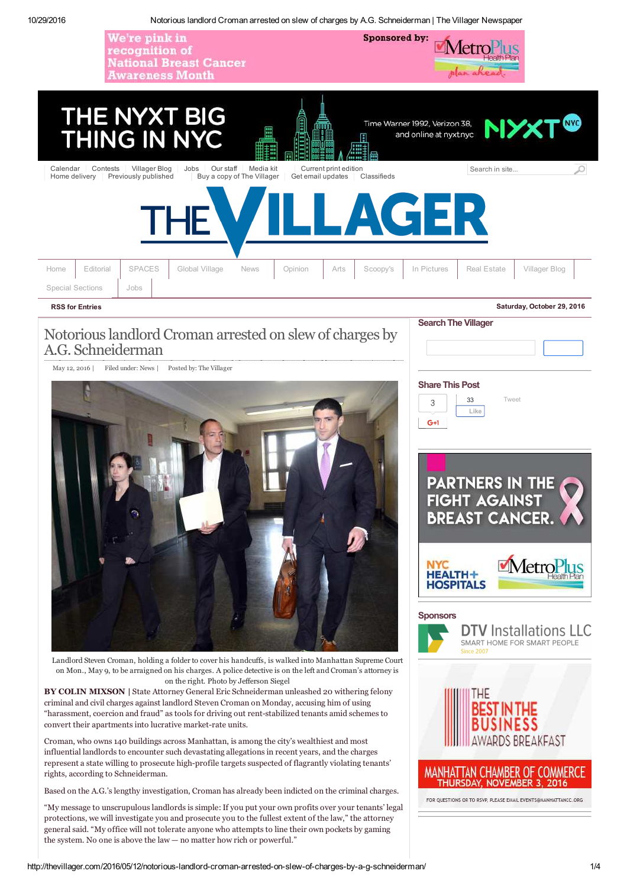# Notorious landlord Croman arrested on slew of charges by A.G. Schneiderman

May 12, 2016 | Filed under: News | Posted by: The Villager

Landlord Steven Croman, holding a folder to cover his handcuffs, is walked into Manhattan Supreme Court on Mon., May 9, to be arraigned on his charges. A police detective is on the left and Croman's attorney is on the right. Photo by Jefferson Siegel

**BY COLIN MIXSON** | State Attorney General Eric Schneiderman unleashed 20 withering felony criminal and civil charges against landlord Steven Croman on Monday, accusing him of using "harassment, coercion and fraud" as tools for driving out rent-stabilized tenants amid schemes to convert their apartments into lucrative market-rate units.

Croman, who owns 140 buildings across Manhattan, is among the city's wealthiest and most influential landlords to encounter such devastating allegations in recent years, and the charges represent a state willing to prosecute high-profile targets suspected of flagrantly violating tenants' rights, according to Schneiderman.

Based on the A.G.'s lengthy investigation, Croman has already been indicted on the criminal charges.

"My message to unscrupulous landlords is simple: If you put your own profits over your tenants' legal protections, we will investigate you and prosecute you to the fullest extent of the law," the attorney general said. "My office will not tolerate anyone who attempts to line their own pockets by gaming the system. No one is above the law — no matter how rich or powerful."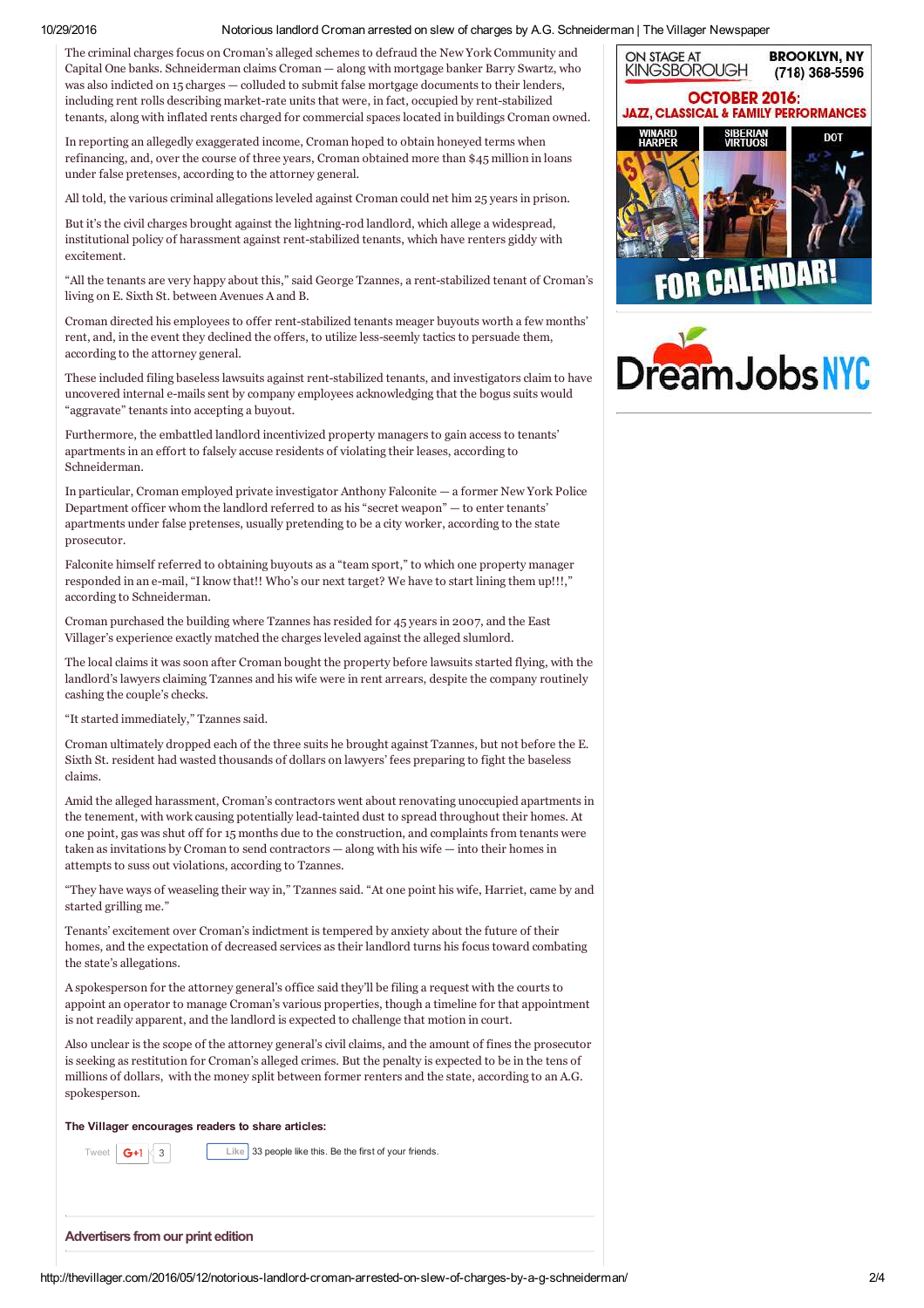The criminal charges focus on Croman's alleged schemes to defraud the New York Community and Capital One banks. Schneiderman claims Croman — along with mortgage banker Barry Swartz, who was also indicted on 15 charges — colluded to submit false mortgage documents to their lenders, including rent rolls describing market-rate units that were, in fact, occupied by rent-stabilized tenants, along with inflated rents charged for commercial spaces located in buildings Croman owned.

In reporting an allegedly exaggerated income, Croman hoped to obtain honeyed terms when refinancing, and, over the course of three years, Croman obtained more than $45 million in loans under false pretenses, according to the attorney general.

All told, the various criminal allegations leveled against Croman could net him 25 years in prison.

But it's the civil charges brought against the lightning-rod landlord, which allege a widespread, institutional policy of harassment against rent-stabilized tenants, which have renters giddy with excitement.

"All the tenants are very happy about this," said George Tzannes, a rent-stabilized tenant of Croman's living on E. Sixth St. between Avenues A and B.

Croman directed his employees to offer rent-stabilized tenants meager buyouts worth a few months' rent, and, in the event they declined the offers, to utilize less-seemly tactics to persuade them, according to the attorney general.

These included filing baseless lawsuits against rent-stabilized tenants, and investigators claim to have uncovered internal e-mails sent by company employees acknowledging that the bogus suits would "aggravate" tenants into accepting a buyout.

Furthermore, the embattled landlord incentivized property managers to gain access to tenants' apartments in an effort to falsely accuse residents of violating their leases, according to Schneiderman.

In particular, Croman employed private investigator Anthony Falconite — a former New York Police Department officer whom the landlord referred to as his "secret weapon" — to enter tenants' apartments under false pretenses, usually pretending to be a city worker, according to the state prosecutor.

Falconite himself referred to obtaining buyouts as a "team sport," to which one property manager responded in an e-mail, "I know that!! Who's our next target? We have to start lining them up!!!," according to Schneiderman.

Croman purchased the building where Tzannes has resided for 45 years in 2007, and the East Villager's experience exactly matched the charges leveled against the alleged slumlord.

The local claims it was soon after Croman bought the property before lawsuits started flying, with the landlord's lawyers claiming Tzannes and his wife were in rent arrears, despite the company routinely cashing the couple's checks.

"It started immediately," Tzannes said.

Croman ultimately dropped each of the three suits he brought against Tzannes, but not before the E. Sixth St. resident had wasted thousands of dollars on lawyers' fees preparing to fight the baseless claims.

Amid the alleged harassment, Croman's contractors went about renovating unoccupied apartments in the tenement, with work causing potentially lead-tainted dust to spread throughout their homes. At one point, gas was shut off for 15 months due to the construction, and complaints from tenants were taken as invitations by Croman to send contractors — along with his wife — into their homes in attempts to suss out violations, according to Tzannes.

"They have ways of weaseling their way in," Tzannes said. "At one point his wife, Harriet, came by and started grilling me."

Tenants' excitement over Croman's indictment is tempered by anxiety about the future of their homes, and the expectation of decreased services as their landlord turns his focus toward combating the state's allegations.

A spokesperson for the attorney general's office said they'll be filing a request with the courts to appoint an operator to manage Croman's various properties, though a timeline for that appointment is not readily apparent, and the landlord is expected to challenge that motion in court.

Also unclear is the scope of the attorney general's civil claims, and the amount of fines the prosecutor is seeking as restitution for Croman's alleged crimes. But the penalty is expected to be in the tens of millions of dollars, with the money split between former renters and the state, according to an A.G. spokesperson.

**The Villager encourages readers to share articles:**

Tweet G+1 3 Like 33 people like this. Be the first of your friends.

**Advertisers from our print edition**

ON STAGE AT KINGSBOROUGH BROOKLYN, NY (718) 368-5596 OCTOBER 2016: JAZZ, CLASSICAL & FAMILY PERFORMANCES WINARD HARPER SIBERIAN VIRTUOSI DOT FOR CALENDAR!

DreamJobsNYC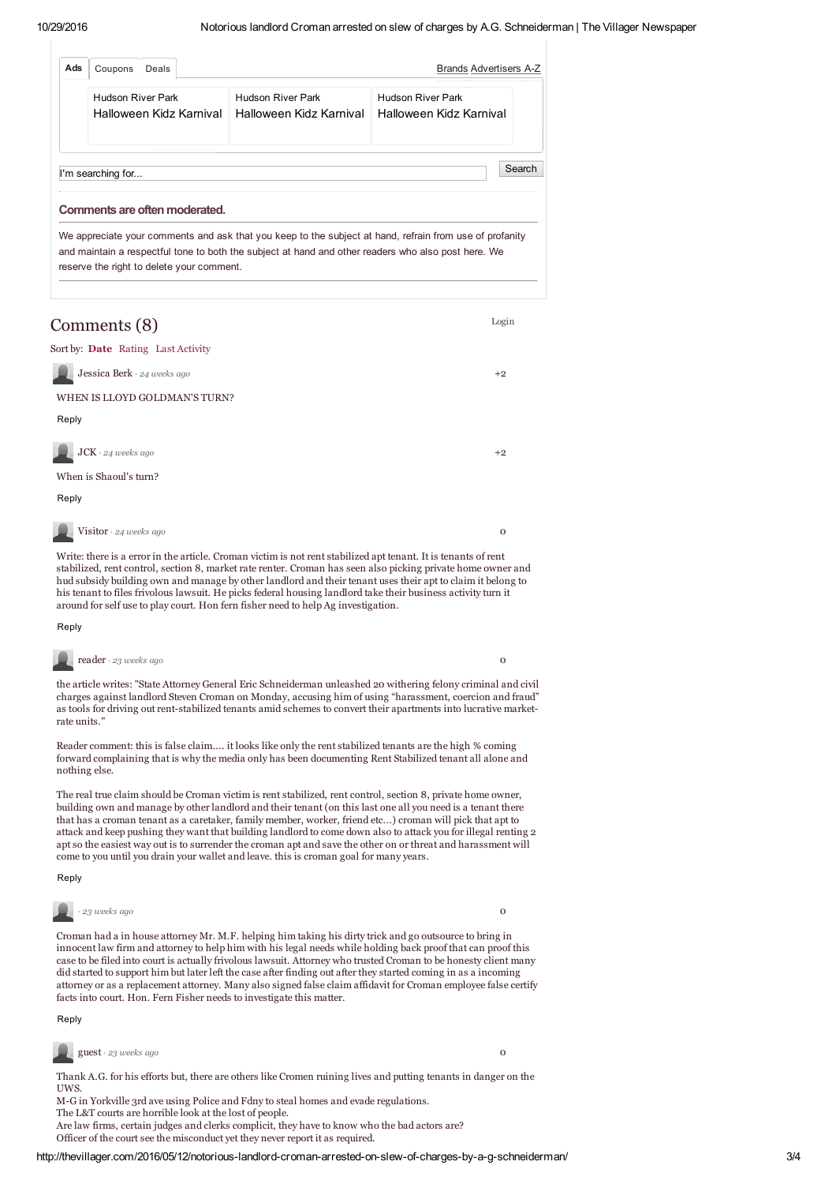| Ads | Coupons | Deals | Brands Advertisers A-Z |
|---|---|---|---|

Hudson River Park
Halloween Kidz Karnival

Hudson River Park
Halloween Kidz Karnival

Hudson River Park
Halloween Kidz Karnival

I'm searching for... Search

### Comments are often moderated.

We appreciate your comments and ask that you keep to the subject at hand, refrain from use of profanity and maintain a respectful tone to both the subject at hand and other readers who also post here. We reserve the right to delete your comment.

## Comments (8)

Login

Sort by: **Date** Rating Last Activity

Jessica Berk · *24 weeks ago* +2

WHEN IS LLOYD GOLDMAN'S TURN?

Reply

JCK · *24 weeks ago* +2

When is Shaoul's turn?

Reply

Visitor · *24 weeks ago* 0

Write: there is a error in the article. Croman victim is not rent stabilized apt tenant. It is tenants of rent stabilized, rent control, section 8, market rate renter. Croman has seen also picking private home owner and hud subsidy building own and manage by other landlord and their tenant uses their apt to claim it belong to his tenant to files frivolous lawsuit. He picks federal housing landlord take their business activity turn it around for self use to play court. Hon fern fisher need to help Ag investigation.

Reply

reader · *23 weeks ago* 0

the article writes: "State Attorney General Eric Schneiderman unleashed 20 withering felony criminal and civil charges against landlord Steven Croman on Monday, accusing him of using “harassment, coercion and fraud” as tools for driving out rent-stabilized tenants amid schemes to convert their apartments into lucrative market-rate units."

Reader comment: this is false claim.... it looks like only the rent stabilized tenants are the high % coming forward complaining that is why the media only has been documenting Rent Stabilized tenant all alone and nothing else.

The real true claim should be Croman victim is rent stabilized, rent control, section 8, private home owner, building own and manage by other landlord and their tenant (on this last one all you need is a tenant there that has a croman tenant as a caretaker, family member, worker, friend etc...) croman will pick that apt to attack and keep pushing they want that building landlord to come down also to attack you for illegal renting 2 apt so the easiest way out is to surrender the croman apt and save the other on or threat and harassment will come to you until you drain your wallet and leave. this is croman goal for many years.

Reply

· *23 weeks ago* 0

Croman had a in house attorney Mr. M.F. helping him taking his dirty trick and go outsource to bring in innocent law firm and attorney to help him with his legal needs while holding back proof that can proof this case to be filed into court is actually frivolous lawsuit. Attorney who trusted Croman to be honesty client many did started to support him but later left the case after finding out after they started coming in as a incoming attorney or as a replacement attorney. Many also signed false claim affidavit for Croman employee false certify facts into court. Hon. Fern Fisher needs to investigate this matter.

Reply

guest · *23 weeks ago* 0

Thank A.G. for his efforts but, there are others like Cromen ruining lives and putting tenants in danger on the UWS.
M-G in Yorkville 3rd ave using Police and Fdny to steal homes and evade regulations.
The L&T courts are horrible look at the lost of people.
Are law firms, certain judges and clerks complicit, they have to know who the bad actors are?
Officer of the court see the misconduct yet they never report it as required.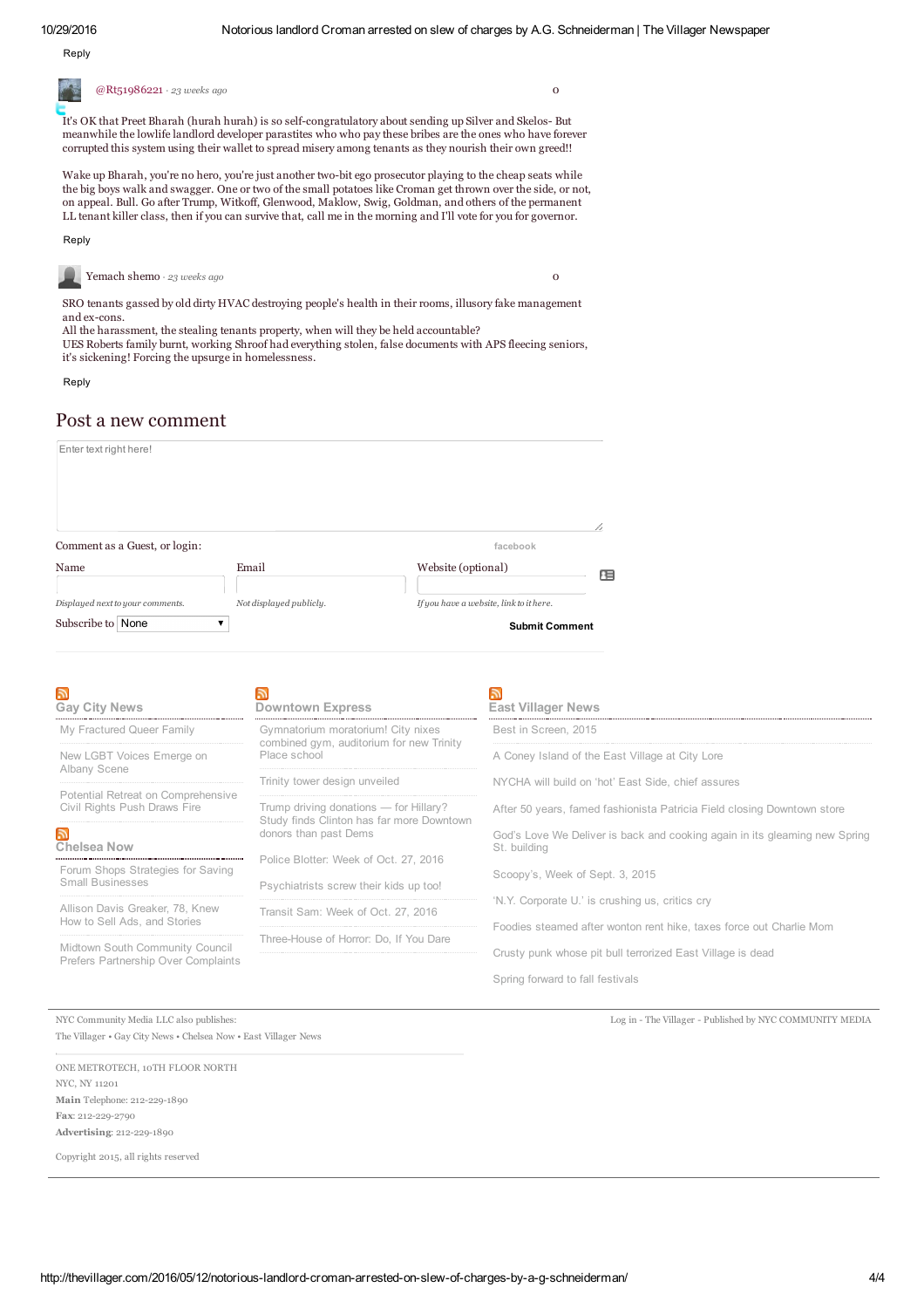Reply

@Rt51986221 · 23 weeks ago

0

It's OK that Preet Bharah (hurah hurah) is so self-congratulatory about sending up Silver and Skelos- But meanwhile the lowlife landlord developer parastites who who pay these bribes are the ones who have forever corrupted this system using their wallet to spread misery among tenants as they nourish their own greed!!

Wake up Bharah, you're no hero, you're just another two-bit ego prosecutor playing to the cheap seats while the big boys walk and swagger. One or two of the small potatoes like Croman get thrown over the side, or not, on appeal. Bull. Go after Trump, Witkoff, Glenwood, Maklow, Swig, Goldman, and others of the permanent LL tenant killer class, then if you can survive that, call me in the morning and I'll vote for you for governor.

Reply

Yemach shemo · 23 weeks ago

0

SRO tenants gassed by old dirty HVAC destroying people's health in their rooms, illusory fake management and ex-cons.
All the harassment, the stealing tenants property, when will they be held accountable?
UES Roberts family burnt, working Shroof had everything stolen, false documents with APS fleecing seniors, it's sickening! Forcing the upsurge in homelessness.

Reply

## Post a new comment

Enter text right here!

Comment as a Guest, or login:

facebook

Name

*Displayed next to your comments.*

Email

*Not displayed publicly.*

Website (optional)

*If you have a website, link to it here.*

Subscribe to None

Submit Comment

### Gay City News

- My Fractured Queer Family
- New LGBT Voices Emerge on Albany Scene
- Potential Retreat on Comprehensive Civil Rights Push Draws Fire

### Chelsea Now

- Forum Shops Strategies for Saving Small Businesses
- Allison Davis Greaker, 78, Knew How to Sell Ads, and Stories
- Midtown South Community Council Prefers Partnership Over Complaints

### Downtown Express

- Gymnatorium moratorium! City nixes combined gym, auditorium for new Trinity Place school
- Trinity tower design unveiled
- Trump driving donations — for Hillary? Study finds Clinton has far more Downtown donors than past Dems
- Police Blotter: Week of Oct. 27, 2016
- Psychiatrists screw their kids up too!
- Transit Sam: Week of Oct. 27, 2016
- Three-House of Horror: Do, If You Dare

### East Villager News

- Best in Screen, 2015
- A Coney Island of the East Village at City Lore
- NYCHA will build on 'hot' East Side, chief assures
- After 50 years, famed fashionista Patricia Field closing Downtown store
- God's Love We Deliver is back and cooking again in its gleaming new Spring St. building
- Scoopy's, Week of Sept. 3, 2015
- 'N.Y. Corporate U.' is crushing us, critics cry
- Foodies steamed after wonton rent hike, taxes force out Charlie Mom
- Crusty punk whose pit bull terrorized East Village is dead
- Spring forward to fall festivals

NYC Community Media LLC also publishes:
The Villager • Gay City News • Chelsea Now • East Villager News

Log in - The Villager - Published by NYC COMMUNITY MEDIA

ONE METROTECH, 10TH FLOOR NORTH
NYC, NY 11201
**Main** Telephone: 212-229-1890
**Fax**: 212-229-2790
**Advertising**: 212-229-1890

Copyright 2015, all rights reserved